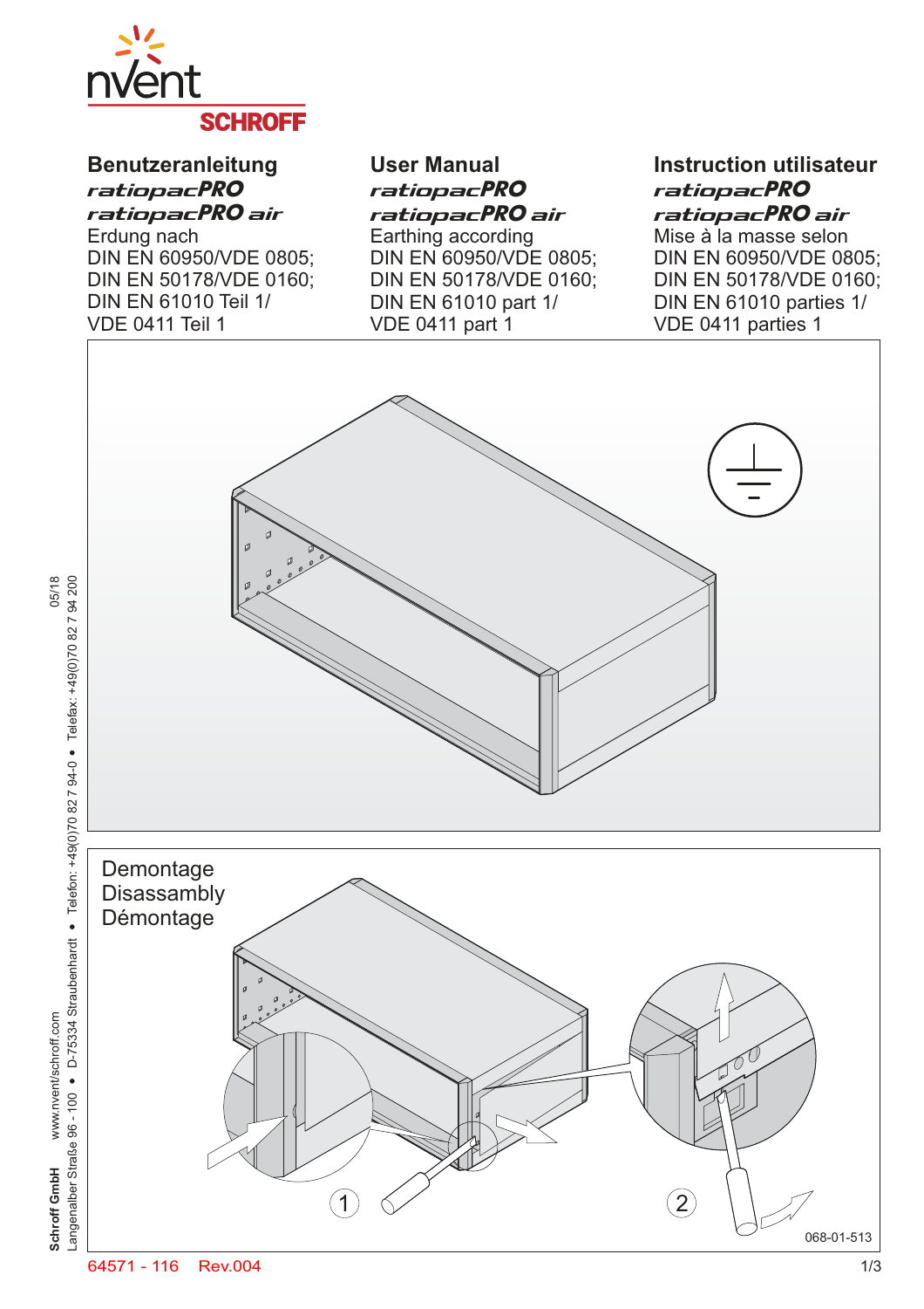# Benutzeranleitung

***ratiopacPRO***

***ratiopacPRO air***

Erdung nach
DIN EN 60950/VDE 0805;
DIN EN 50178/VDE 0160;
DIN EN 61010 Teil 1/
VDE 0411 Teil 1

# User Manual

***ratiopacPRO***

***ratiopacPRO air***

Earthing according
DIN EN 60950/VDE 0805;
DIN EN 50178/VDE 0160;
DIN EN 61010 part 1/
VDE 0411 part 1

# Instruction utilisateur

***ratiopacPRO***

***ratiopacPRO air***

Mise à la masse selon
DIN EN 60950/VDE 0805;
DIN EN 50178/VDE 0160;
DIN EN 61010 parties 1/
VDE 0411 parties 1

Demontage
Disassambly
Démontage

1

2

068-01-513

Schroff GmbH  www.nvent/schroff.com
Langenalber Straße 96 - 100 • D-75334 Straubenhardt • Telefon: +49(0)70 82 7 94-0 • Telefax: +49(0)70 82 7 94 200  05/18

64571 - 116  Rev.004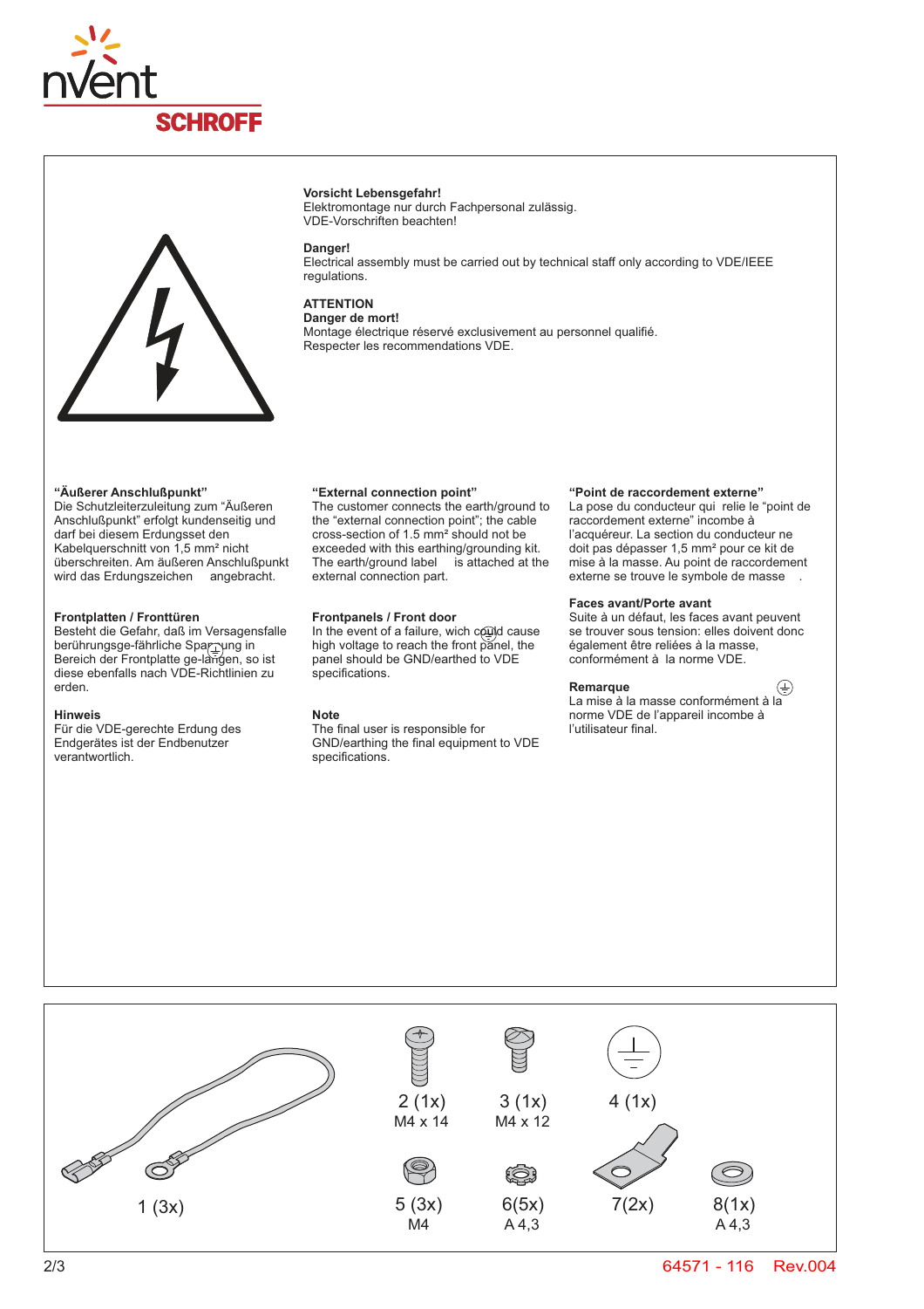**Vorsicht Lebensgefahr!**
Elektromontage nur durch Fachpersonal zulässig.
VDE-Vorschriften beachten!

**Danger!**
Electrical assembly must be carried out by technical staff only according to VDE/IEEE regulations.

**ATTENTION**
**Danger de mort!**
Montage électrique réservé exclusivement au personnel qualifié.
Respecter les recommendations VDE.

**"Äußerer Anschlußpunkt"**
Die Schutzleiterzuleitung zum "Äußeren Anschlußpunkt" erfolgt kundenseitig und darf bei diesem Erdungsset den Kabelquerschnitt von 1,5 mm² nicht überschreiten. Am äußeren Anschlußpunkt wird das Erdungszeichen ⏚ angebracht.

**Frontplatten / Fronttüren**
Besteht die Gefahr, daß im Versagensfalle berührungsge-fährliche Spannung in Bereich der Frontplatte ge-langen, so ist diese ebenfalls nach VDE-Richtlinien zu erden.

**Hinweis**
Für die VDE-gerechte Erdung des Endgerätes ist der Endbenutzer verantwortlich.

**"External connection point"**
The customer connects the earth/ground to the "external connection point"; the cable cross-section of 1.5 mm² should not be exceeded with this earthing/grounding kit. The earth/ground label ⏚ is attached at the external connection part.

**Frontpanels / Front door**
In the event of a failure, wich could cause high voltage to reach the front panel, the panel should be GND/earthed to VDE specifications.

**Note**
The final user is responsible for GND/earthing the final equipment to VDE specifications.

**"Point de raccordement externe"**
La pose du conducteur qui relie le "point de raccordement externe" incombe à l'acquéreur. La section du conducteur ne doit pas dépasser 1,5 mm² pour ce kit de mise à la masse. Au point de raccordement externe se trouve le symbole de masse ⏚.

**Faces avant/Porte avant**
Suite à un défaut, les faces avant peuvent se trouver sous tension: elles doivent donc également être reliées à la masse, conformément à la norme VDE.

**Remarque**
La mise à la masse conformément à la norme VDE de l'appareil incombe à l'utilisateur final.

| Pos. | Qty | Size |
|---|---|---|
| 1 | 3x | |
| 2 | 1x | M4 x 14 |
| 3 | 1x | M4 x 12 |
| 4 | 1x | |
| 5 | 3x | M4 |
| 6 | 5x | A 4,3 |
| 7 | 2x | |
| 8 | 1x | A 4,3 |

64571 - 116 Rev.004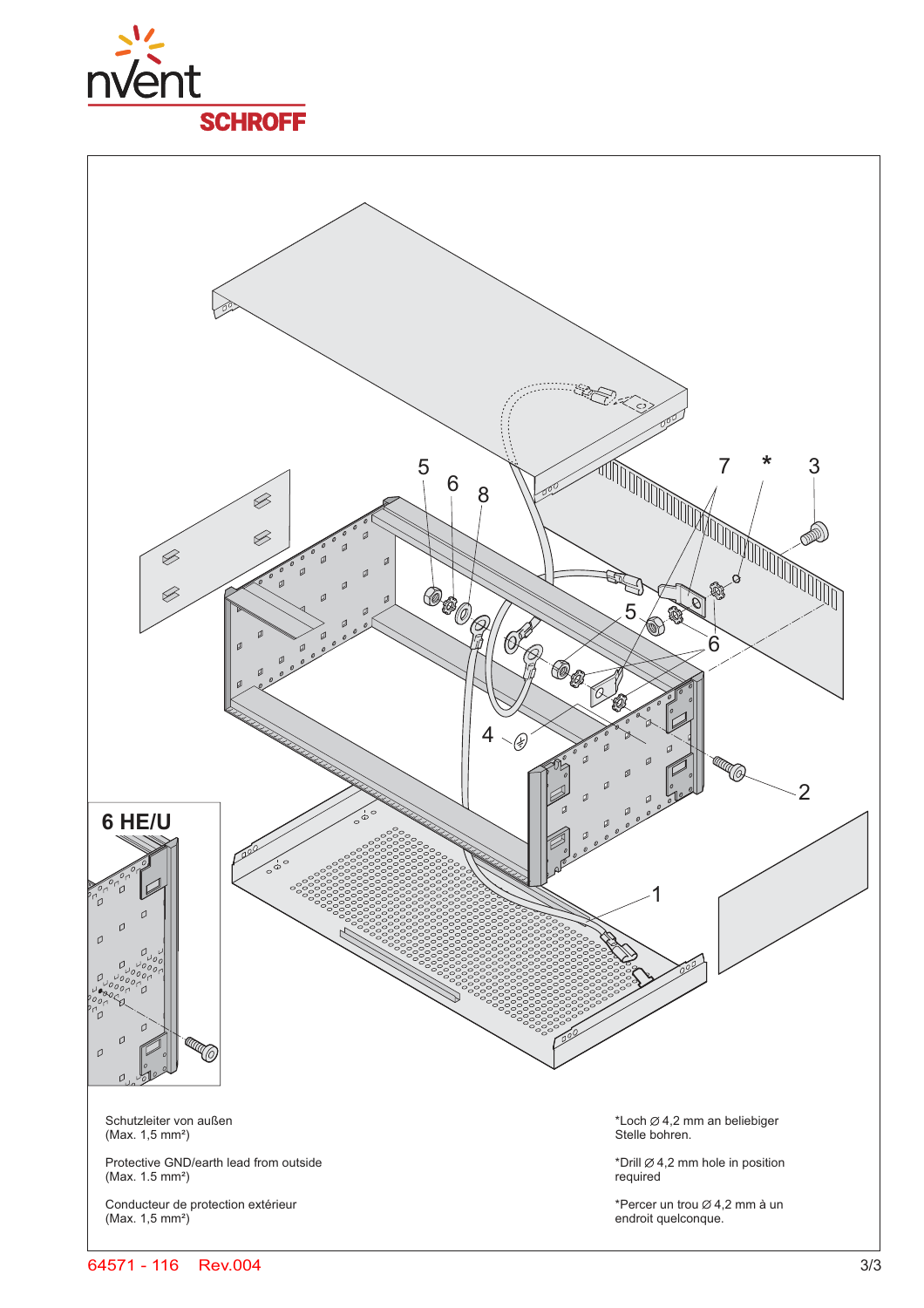6 HE/U

Schutzleiter von außen
(Max. 1,5 mm²)

Protective GND/earth lead from outside
(Max. 1.5 mm²)

Conducteur de protection extérieur
(Max. 1,5 mm²)

*Loch ⌀ 4,2 mm an beliebiger Stelle bohren.

*Drill ⌀ 4,2 mm hole in position required

*Percer un trou ⌀ 4,2 mm à un endroit quelconque.

64571 - 116 Rev.004